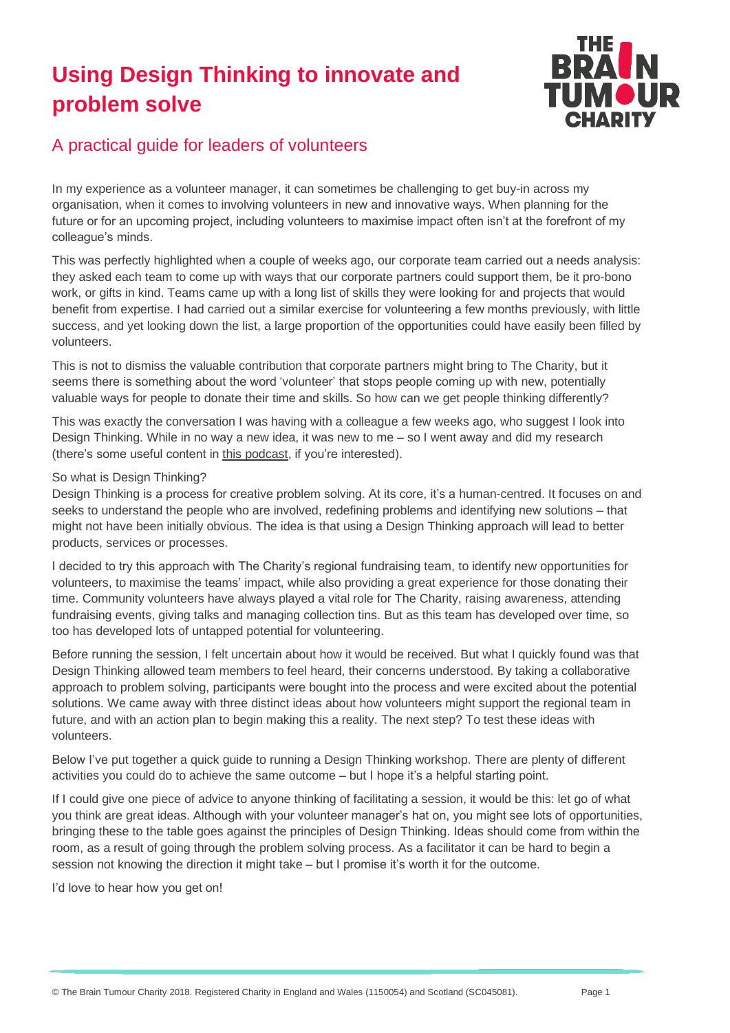# Using Design Thinking to innovate and problem solve

## A practical guide for leaders of volunteers

In my experience as a volunteer manager, it can sometimes be challenging to get buy-in across my organisation, when it comes to involving volunteers in new and innovative ways. When planning for the future or for an upcoming project, including volunteers to maximise impact often isn't at the forefront of my colleague's minds.

This was perfectly highlighted when a couple of weeks ago, our corporate team carried out a needs analysis: they asked each team to come up with ways that our corporate partners could support them, be it pro-bono work, or gifts in kind. Teams came up with a long list of skills they were looking for and projects that would benefit from expertise. I had carried out a similar exercise for volunteering a few months previously, with little success, and yet looking down the list, a large proportion of the opportunities could have easily been filled by volunteers.

This is not to dismiss the valuable contribution that corporate partners might bring to The Charity, but it seems there is something about the word 'volunteer' that stops people coming up with new, potentially valuable ways for people to donate their time and skills. So how can we get people thinking differently?

This was exactly the conversation I was having with a colleague a few weeks ago, who suggest I look into Design Thinking. While in no way a new idea, it was new to me – so I went away and did my research (there's some useful content in this podcast, if you're interested).

So what is Design Thinking?
Design Thinking is a process for creative problem solving. At its core, it's a human-centred. It focuses on and seeks to understand the people who are involved, redefining problems and identifying new solutions – that might not have been initially obvious. The idea is that using a Design Thinking approach will lead to better products, services or processes.

I decided to try this approach with The Charity's regional fundraising team, to identify new opportunities for volunteers, to maximise the teams' impact, while also providing a great experience for those donating their time. Community volunteers have always played a vital role for The Charity, raising awareness, attending fundraising events, giving talks and managing collection tins. But as this team has developed over time, so too has developed lots of untapped potential for volunteering.

Before running the session, I felt uncertain about how it would be received. But what I quickly found was that Design Thinking allowed team members to feel heard, their concerns understood. By taking a collaborative approach to problem solving, participants were bought into the process and were excited about the potential solutions. We came away with three distinct ideas about how volunteers might support the regional team in future, and with an action plan to begin making this a reality. The next step? To test these ideas with volunteers.

Below I've put together a quick guide to running a Design Thinking workshop. There are plenty of different activities you could do to achieve the same outcome – but I hope it's a helpful starting point.

If I could give one piece of advice to anyone thinking of facilitating a session, it would be this: let go of what you think are great ideas. Although with your volunteer manager's hat on, you might see lots of opportunities, bringing these to the table goes against the principles of Design Thinking. Ideas should come from within the room, as a result of going through the problem solving process. As a facilitator it can be hard to begin a session not knowing the direction it might take – but I promise it's worth it for the outcome.

I'd love to hear how you get on!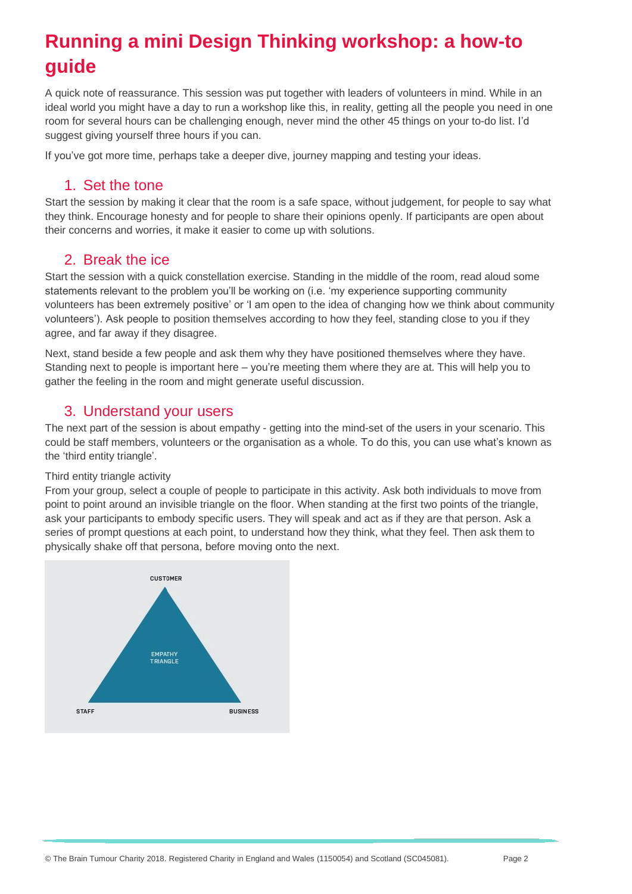# Running a mini Design Thinking workshop: a how-to guide

A quick note of reassurance. This session was put together with leaders of volunteers in mind. While in an ideal world you might have a day to run a workshop like this, in reality, getting all the people you need in one room for several hours can be challenging enough, never mind the other 45 things on your to-do list. I'd suggest giving yourself three hours if you can.

If you've got more time, perhaps take a deeper dive, journey mapping and testing your ideas.

## 1. Set the tone

Start the session by making it clear that the room is a safe space, without judgement, for people to say what they think. Encourage honesty and for people to share their opinions openly. If participants are open about their concerns and worries, it make it easier to come up with solutions.

## 2. Break the ice

Start the session with a quick constellation exercise. Standing in the middle of the room, read aloud some statements relevant to the problem you'll be working on (i.e. 'my experience supporting community volunteers has been extremely positive' or 'I am open to the idea of changing how we think about community volunteers'). Ask people to position themselves according to how they feel, standing close to you if they agree, and far away if they disagree.

Next, stand beside a few people and ask them why they have positioned themselves where they have. Standing next to people is important here – you're meeting them where they are at. This will help you to gather the feeling in the room and might generate useful discussion.

## 3. Understand your users

The next part of the session is about empathy - getting into the mind-set of the users in your scenario. This could be staff members, volunteers or the organisation as a whole. To do this, you can use what's known as the 'third entity triangle'.

Third entity triangle activity

From your group, select a couple of people to participate in this activity. Ask both individuals to move from point to point around an invisible triangle on the floor. When standing at the first two points of the triangle, ask your participants to embody specific users. They will speak and act as if they are that person. Ask a series of prompt questions at each point, to understand how they think, what they feel. Then ask them to physically shake off that persona, before moving onto the next.

CUSTOMER

EMPATHY TRIANGLE

STAFF

BUSINESS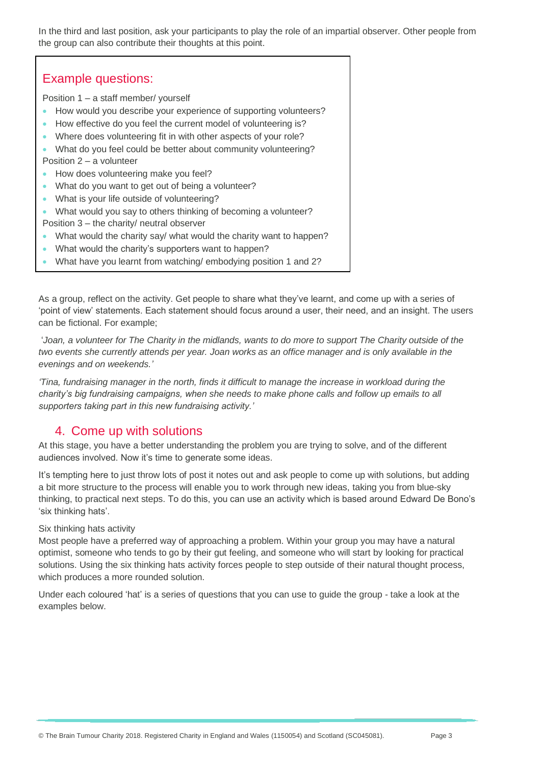In the third and last position, ask your participants to play the role of an impartial observer. Other people from the group can also contribute their thoughts at this point.

### Example questions:

Position 1 – a staff member/ yourself

- How would you describe your experience of supporting volunteers?
- How effective do you feel the current model of volunteering is?
- Where does volunteering fit in with other aspects of your role?
- What do you feel could be better about community volunteering?

Position 2 – a volunteer

- How does volunteering make you feel?
- What do you want to get out of being a volunteer?
- What is your life outside of volunteering?
- What would you say to others thinking of becoming a volunteer?

Position 3 – the charity/ neutral observer

- What would the charity say/ what would the charity want to happen?
- What would the charity's supporters want to happen?
- What have you learnt from watching/ embodying position 1 and 2?

As a group, reflect on the activity. Get people to share what they've learnt, and come up with a series of 'point of view' statements. Each statement should focus around a user, their need, and an insight. The users can be fictional. For example;

*'Joan, a volunteer for The Charity in the midlands, wants to do more to support The Charity outside of the two events she currently attends per year. Joan works as an office manager and is only available in the evenings and on weekends.'*

*'Tina, fundraising manager in the north, finds it difficult to manage the increase in workload during the charity's big fundraising campaigns, when she needs to make phone calls and follow up emails to all supporters taking part in this new fundraising activity.'*

## 4. Come up with solutions

At this stage, you have a better understanding the problem you are trying to solve, and of the different audiences involved. Now it's time to generate some ideas.

It's tempting here to just throw lots of post it notes out and ask people to come up with solutions, but adding a bit more structure to the process will enable you to work through new ideas, taking you from blue-sky thinking, to practical next steps. To do this, you can use an activity which is based around Edward De Bono's 'six thinking hats'.

Six thinking hats activity

Most people have a preferred way of approaching a problem. Within your group you may have a natural optimist, someone who tends to go by their gut feeling, and someone who will start by looking for practical solutions. Using the six thinking hats activity forces people to step outside of their natural thought process, which produces a more rounded solution.

Under each coloured 'hat' is a series of questions that you can use to guide the group - take a look at the examples below.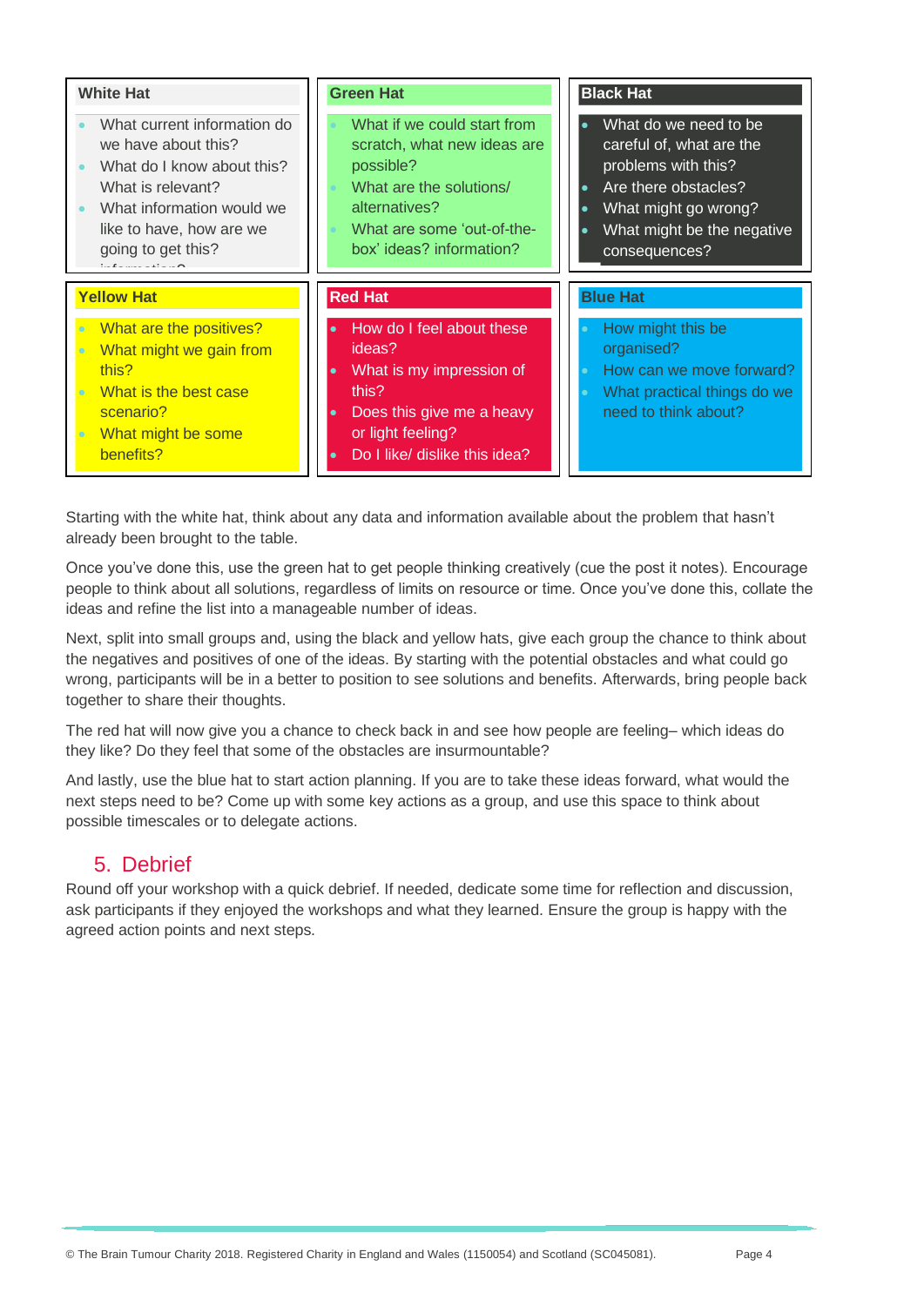**White Hat**

- What current information do we have about this?
- What do I know about this? What is relevant?
- What information would we like to have, how are we going to get this?

**Green Hat**

- What if we could start from scratch, what new ideas are possible?
- What are the solutions/ alternatives?
- What are some 'out-of-the-box' ideas? information?

**Black Hat**

- What do we need to be careful of, what are the problems with this?
- Are there obstacles?
- What might go wrong?
- What might be the negative consequences?

**Yellow Hat**

- What are the positives?
- What might we gain from this?
- What is the best case scenario?
- What might be some benefits?

**Red Hat**

- How do I feel about these ideas?
- What is my impression of this?
- Does this give me a heavy or light feeling?
- Do I like/ dislike this idea?

**Blue Hat**

- How might this be organised?
- How can we move forward?
- What practical things do we need to think about?

Starting with the white hat, think about any data and information available about the problem that hasn't already been brought to the table.

Once you've done this, use the green hat to get people thinking creatively (cue the post it notes). Encourage people to think about all solutions, regardless of limits on resource or time. Once you've done this, collate the ideas and refine the list into a manageable number of ideas.

Next, split into small groups and, using the black and yellow hats, give each group the chance to think about the negatives and positives of one of the ideas. By starting with the potential obstacles and what could go wrong, participants will be in a better to position to see solutions and benefits. Afterwards, bring people back together to share their thoughts.

The red hat will now give you a chance to check back in and see how people are feeling– which ideas do they like? Do they feel that some of the obstacles are insurmountable?

And lastly, use the blue hat to start action planning. If you are to take these ideas forward, what would the next steps need to be? Come up with some key actions as a group, and use this space to think about possible timescales or to delegate actions.

## 5. Debrief

Round off your workshop with a quick debrief. If needed, dedicate some time for reflection and discussion, ask participants if they enjoyed the workshops and what they learned. Ensure the group is happy with the agreed action points and next steps.